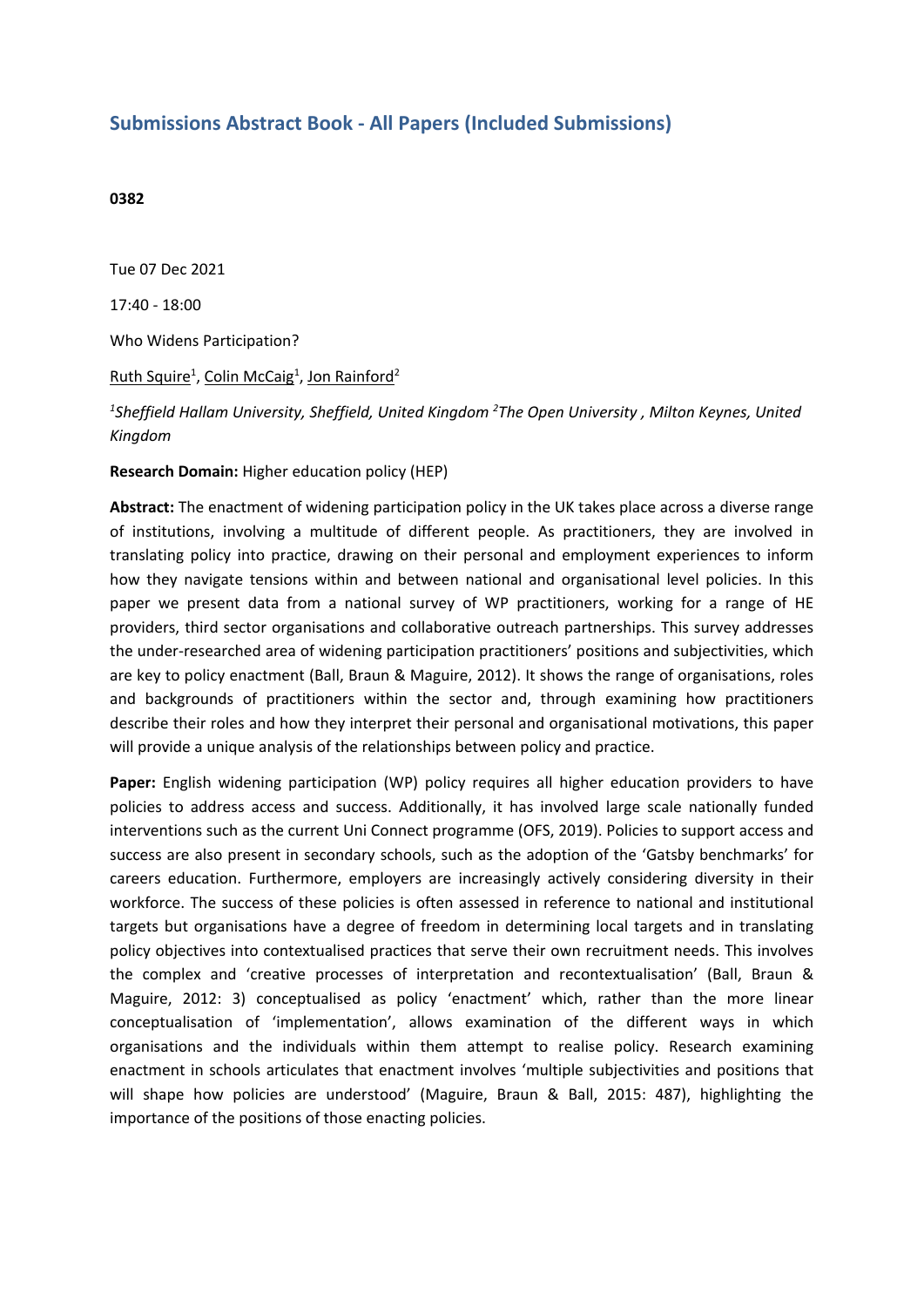# Submissions Abstract Book - All Papers (Included Submissions)

**0382**

Tue 07 Dec 2021

17:40 - 18:00

Who Widens Participation?

Ruth Squire[1], Colin McCaig[1], Jon Rainford[2]

*[1]Sheffield Hallam University, Sheffield, United Kingdom [2]The Open University , Milton Keynes, United Kingdom*

**Research Domain:** Higher education policy (HEP)

**Abstract:** The enactment of widening participation policy in the UK takes place across a diverse range of institutions, involving a multitude of different people. As practitioners, they are involved in translating policy into practice, drawing on their personal and employment experiences to inform how they navigate tensions within and between national and organisational level policies. In this paper we present data from a national survey of WP practitioners, working for a range of HE providers, third sector organisations and collaborative outreach partnerships. This survey addresses the under-researched area of widening participation practitioners' positions and subjectivities, which are key to policy enactment (Ball, Braun & Maguire, 2012). It shows the range of organisations, roles and backgrounds of practitioners within the sector and, through examining how practitioners describe their roles and how they interpret their personal and organisational motivations, this paper will provide a unique analysis of the relationships between policy and practice.

**Paper:** English widening participation (WP) policy requires all higher education providers to have policies to address access and success. Additionally, it has involved large scale nationally funded interventions such as the current Uni Connect programme (OFS, 2019). Policies to support access and success are also present in secondary schools, such as the adoption of the 'Gatsby benchmarks' for careers education. Furthermore, employers are increasingly actively considering diversity in their workforce. The success of these policies is often assessed in reference to national and institutional targets but organisations have a degree of freedom in determining local targets and in translating policy objectives into contextualised practices that serve their own recruitment needs. This involves the complex and 'creative processes of interpretation and recontextualisation' (Ball, Braun & Maguire, 2012: 3) conceptualised as policy 'enactment' which, rather than the more linear conceptualisation of 'implementation', allows examination of the different ways in which organisations and the individuals within them attempt to realise policy. Research examining enactment in schools articulates that enactment involves 'multiple subjectivities and positions that will shape how policies are understood' (Maguire, Braun & Ball, 2015: 487), highlighting the importance of the positions of those enacting policies.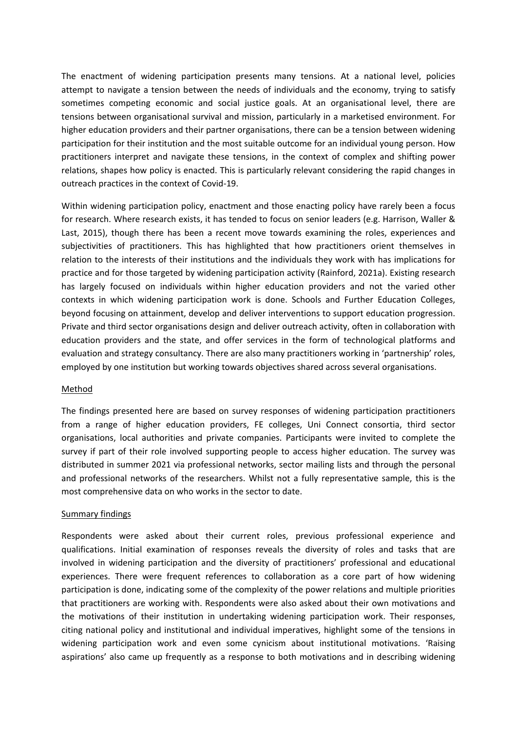The enactment of widening participation presents many tensions. At a national level, policies attempt to navigate a tension between the needs of individuals and the economy, trying to satisfy sometimes competing economic and social justice goals. At an organisational level, there are tensions between organisational survival and mission, particularly in a marketised environment. For higher education providers and their partner organisations, there can be a tension between widening participation for their institution and the most suitable outcome for an individual young person. How practitioners interpret and navigate these tensions, in the context of complex and shifting power relations, shapes how policy is enacted. This is particularly relevant considering the rapid changes in outreach practices in the context of Covid-19.

Within widening participation policy, enactment and those enacting policy have rarely been a focus for research. Where research exists, it has tended to focus on senior leaders (e.g. Harrison, Waller & Last, 2015), though there has been a recent move towards examining the roles, experiences and subjectivities of practitioners. This has highlighted that how practitioners orient themselves in relation to the interests of their institutions and the individuals they work with has implications for practice and for those targeted by widening participation activity (Rainford, 2021a). Existing research has largely focused on individuals within higher education providers and not the varied other contexts in which widening participation work is done. Schools and Further Education Colleges, beyond focusing on attainment, develop and deliver interventions to support education progression. Private and third sector organisations design and deliver outreach activity, often in collaboration with education providers and the state, and offer services in the form of technological platforms and evaluation and strategy consultancy. There are also many practitioners working in 'partnership' roles, employed by one institution but working towards objectives shared across several organisations.

## Method

The findings presented here are based on survey responses of widening participation practitioners from a range of higher education providers, FE colleges, Uni Connect consortia, third sector organisations, local authorities and private companies. Participants were invited to complete the survey if part of their role involved supporting people to access higher education. The survey was distributed in summer 2021 via professional networks, sector mailing lists and through the personal and professional networks of the researchers. Whilst not a fully representative sample, this is the most comprehensive data on who works in the sector to date.

## Summary findings

Respondents were asked about their current roles, previous professional experience and qualifications. Initial examination of responses reveals the diversity of roles and tasks that are involved in widening participation and the diversity of practitioners' professional and educational experiences. There were frequent references to collaboration as a core part of how widening participation is done, indicating some of the complexity of the power relations and multiple priorities that practitioners are working with. Respondents were also asked about their own motivations and the motivations of their institution in undertaking widening participation work. Their responses, citing national policy and institutional and individual imperatives, highlight some of the tensions in widening participation work and even some cynicism about institutional motivations. 'Raising aspirations' also came up frequently as a response to both motivations and in describing widening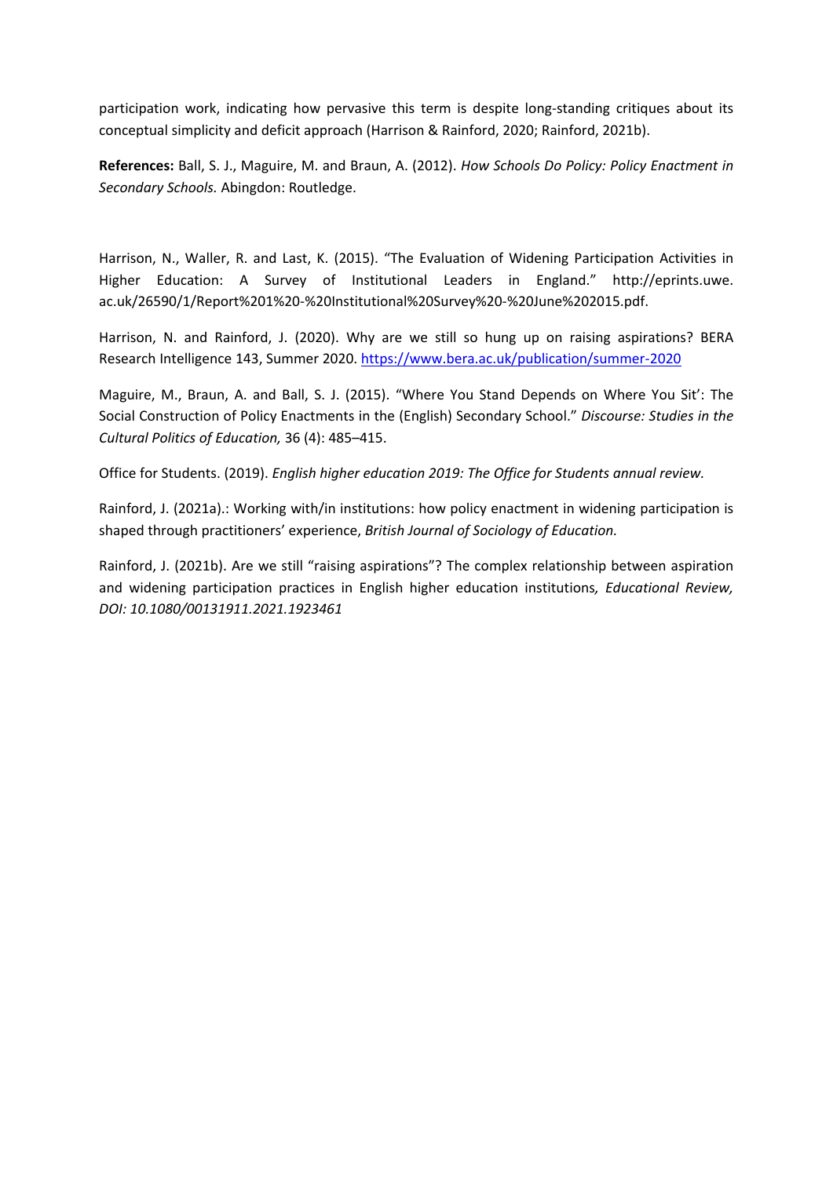participation work, indicating how pervasive this term is despite long-standing critiques about its conceptual simplicity and deficit approach (Harrison & Rainford, 2020; Rainford, 2021b).

**References:** Ball, S. J., Maguire, M. and Braun, A. (2012). *How Schools Do Policy: Policy Enactment in Secondary Schools.* Abingdon: Routledge.

Harrison, N., Waller, R. and Last, K. (2015). "The Evaluation of Widening Participation Activities in Higher Education: A Survey of Institutional Leaders in England." http://eprints.uwe.ac.uk/26590/1/Report%201%20-%20Institutional%20Survey%20-%20June%202015.pdf.

Harrison, N. and Rainford, J. (2020). Why are we still so hung up on raising aspirations? BERA Research Intelligence 143, Summer 2020. https://www.bera.ac.uk/publication/summer-2020

Maguire, M., Braun, A. and Ball, S. J. (2015). "'Where You Stand Depends on Where You Sit': The Social Construction of Policy Enactments in the (English) Secondary School." *Discourse: Studies in the Cultural Politics of Education,* 36 (4): 485–415.

Office for Students. (2019). *English higher education 2019: The Office for Students annual review.*

Rainford, J. (2021a).: Working with/in institutions: how policy enactment in widening participation is shaped through practitioners' experience, *British Journal of Sociology of Education.*

Rainford, J. (2021b). Are we still "raising aspirations"? The complex relationship between aspiration and widening participation practices in English higher education institutions*, Educational Review, DOI: 10.1080/00131911.2021.1923461*